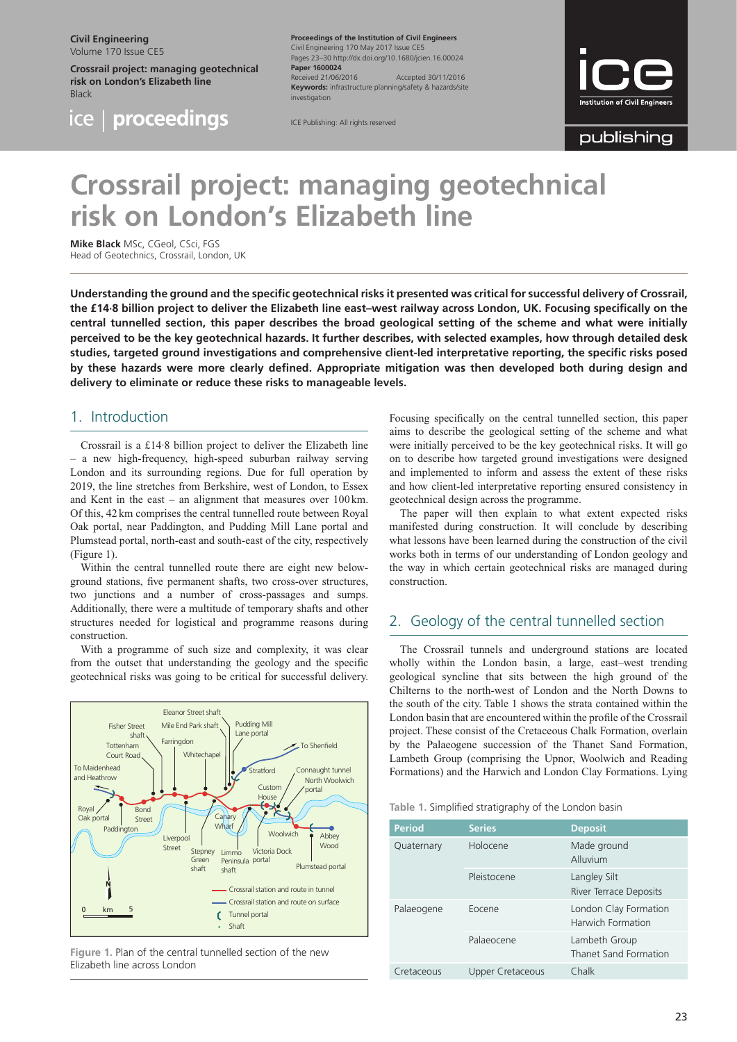# Crossrail project: managing geotechnical risk on London's Elizabeth line

**Mike Black** MSc, CGeol, CSci, FGS
Head of Geotechnics, Crossrail, London, UK

**Understanding the ground and the specific geotechnical risks it presented was critical for successful delivery of Crossrail, the £14·8 billion project to deliver the Elizabeth line east–west railway across London, UK. Focusing specifically on the central tunnelled section, this paper describes the broad geological setting of the scheme and what were initially perceived to be the key geotechnical hazards. It further describes, with selected examples, how through detailed desk studies, targeted ground investigations and comprehensive client-led interpretative reporting, the specific risks posed by these hazards were more clearly defined. Appropriate mitigation was then developed both during design and delivery to eliminate or reduce these risks to manageable levels.**

## 1. Introduction

Crossrail is a £14·8 billion project to deliver the Elizabeth line – a new high-frequency, high-speed suburban railway serving London and its surrounding regions. Due for full operation by 2019, the line stretches from Berkshire, west of London, to Essex and Kent in the east – an alignment that measures over 100 km. Of this, 42 km comprises the central tunnelled route between Royal Oak portal, near Paddington, and Pudding Mill Lane portal and Plumstead portal, north-east and south-east of the city, respectively (Figure 1).

Within the central tunnelled route there are eight new below-ground stations, five permanent shafts, two cross-over structures, two junctions and a number of cross-passages and sumps. Additionally, there were a multitude of temporary shafts and other structures needed for logistical and programme reasons during construction.

With a programme of such size and complexity, it was clear from the outset that understanding the geology and the specific geotechnical risks was going to be critical for successful delivery.

Figure 1. Plan of the central tunnelled section of the new Elizabeth line across London

Focusing specifically on the central tunnelled section, this paper aims to describe the geological setting of the scheme and what were initially perceived to be the key geotechnical risks. It will go on to describe how targeted ground investigations were designed and implemented to inform and assess the extent of these risks and how client-led interpretative reporting ensured consistency in geotechnical design across the programme.

The paper will then explain to what extent expected risks manifested during construction. It will conclude by describing what lessons have been learned during the construction of the civil works both in terms of our understanding of London geology and the way in which certain geotechnical risks are managed during construction.

## 2. Geology of the central tunnelled section

The Crossrail tunnels and underground stations are located wholly within the London basin, a large, east–west trending geological syncline that sits between the high ground of the Chilterns to the north-west of London and the North Downs to the south of the city. Table 1 shows the strata contained within the London basin that are encountered within the profile of the Crossrail project. These consist of the Cretaceous Chalk Formation, overlain by the Palaeogene succession of the Thanet Sand Formation, Lambeth Group (comprising the Upnor, Woolwich and Reading Formations) and the Harwich and London Clay Formations. Lying

Table 1. Simplified stratigraphy of the London basin

| Period | Series | Deposit |
|---|---|---|
| Quaternary | Holocene | Made ground<br>Alluvium |
| | Pleistocene | Langley Silt<br>River Terrace Deposits |
| Palaeogene | Eocene | London Clay Formation<br>Harwich Formation |
| | Palaeocene | Lambeth Group<br>Thanet Sand Formation |
| Cretaceous | Upper Cretaceous | Chalk |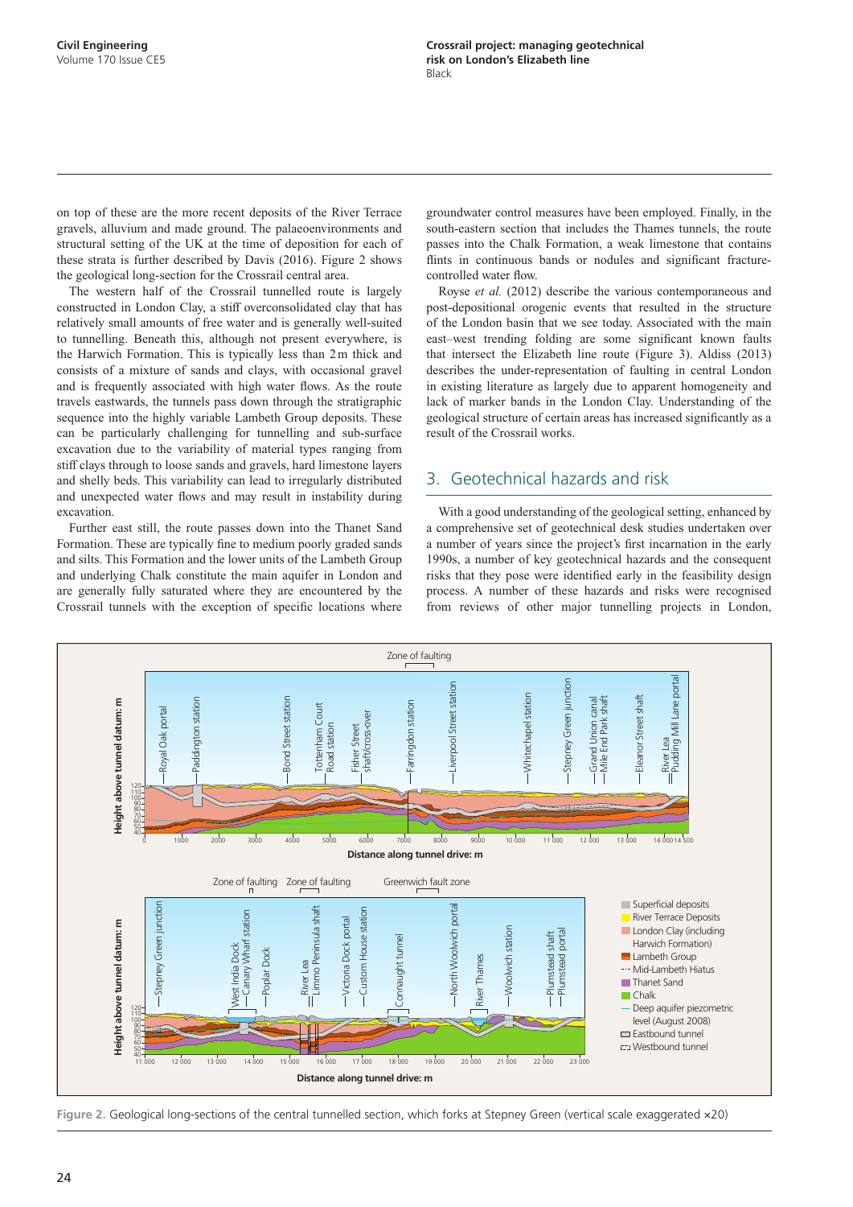on top of these are the more recent deposits of the River Terrace gravels, alluvium and made ground. The palaeoenvironments and structural setting of the UK at the time of deposition for each of these strata is further described by Davis (2016). Figure 2 shows the geological long-section for the Crossrail central area.

The western half of the Crossrail tunnelled route is largely constructed in London Clay, a stiff overconsolidated clay that has relatively small amounts of free water and is generally well-suited to tunnelling. Beneath this, although not present everywhere, is the Harwich Formation. This is typically less than 2 m thick and consists of a mixture of sands and clays, with occasional gravel and is frequently associated with high water flows. As the route travels eastwards, the tunnels pass down through the stratigraphic sequence into the highly variable Lambeth Group deposits. These can be particularly challenging for tunnelling and sub-surface excavation due to the variability of material types ranging from stiff clays through to loose sands and gravels, hard limestone layers and shelly beds. This variability can lead to irregularly distributed and unexpected water flows and may result in instability during excavation.

Further east still, the route passes down into the Thanet Sand Formation. These are typically fine to medium poorly graded sands and silts. This Formation and the lower units of the Lambeth Group and underlying Chalk constitute the main aquifer in London and are generally fully saturated where they are encountered by the Crossrail tunnels with the exception of specific locations where groundwater control measures have been employed. Finally, in the south-eastern section that includes the Thames tunnels, the route passes into the Chalk Formation, a weak limestone that contains flints in continuous bands or nodules and significant fracture-controlled water flow.

Royse *et al.* (2012) describe the various contemporaneous and post-depositional orogenic events that resulted in the structure of the London basin that we see today. Associated with the main east–west trending folding are some significant known faults that intersect the Elizabeth line route (Figure 3). Aldiss (2013) describes the under-representation of faulting in central London in existing literature as largely due to apparent homogeneity and lack of marker bands in the London Clay. Understanding of the geological structure of certain areas has increased significantly as a result of the Crossrail works.

## 3. Geotechnical hazards and risk

With a good understanding of the geological setting, enhanced by a comprehensive set of geotechnical desk studies undertaken over a number of years since the project's first incarnation in the early 1990s, a number of key geotechnical hazards and the consequent risks that they pose were identified early in the feasibility design process. A number of these hazards and risks were recognised from reviews of other major tunnelling projects in London,

Figure 2. Geological long-sections of the central tunnelled section, which forks at Stepney Green (vertical scale exaggerated ×20)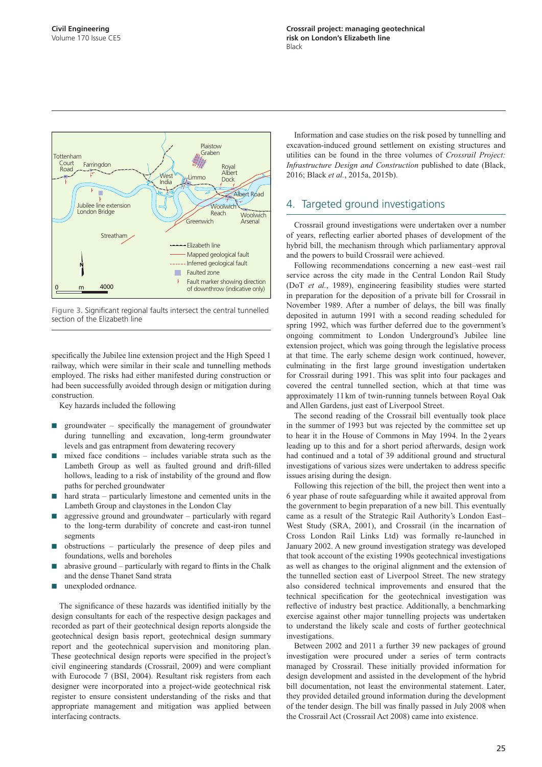Figure 3. Significant regional faults intersect the central tunnelled section of the Elizabeth line

specifically the Jubilee line extension project and the High Speed 1 railway, which were similar in their scale and tunnelling methods employed. The risks had either manifested during construction or had been successfully avoided through design or mitigation during construction.

Key hazards included the following

- groundwater – specifically the management of groundwater during tunnelling and excavation, long-term groundwater levels and gas entrapment from dewatering recovery
- mixed face conditions – includes variable strata such as the Lambeth Group as well as faulted ground and drift-filled hollows, leading to a risk of instability of the ground and flow paths for perched groundwater
- hard strata – particularly limestone and cemented units in the Lambeth Group and claystones in the London Clay
- aggressive ground and groundwater – particularly with regard to the long-term durability of concrete and cast-iron tunnel segments
- obstructions – particularly the presence of deep piles and foundations, wells and boreholes
- abrasive ground – particularly with regard to flints in the Chalk and the dense Thanet Sand strata
- unexploded ordnance.

The significance of these hazards was identified initially by the design consultants for each of the respective design packages and recorded as part of their geotechnical design reports alongside the geotechnical design basis report, geotechnical design summary report and the geotechnical supervision and monitoring plan. These geotechnical design reports were specified in the project's civil engineering standards (Crossrail, 2009) and were compliant with Eurocode 7 (BSI, 2004). Resultant risk reports from each designer were incorporated into a project-wide geotechnical risk register to ensure consistent understanding of the risks and that appropriate management and mitigation was applied between interfacing contracts.

Information and case studies on the risk posed by tunnelling and excavation-induced ground settlement on existing structures and utilities can be found in the three volumes of *Crossrail Project: Infrastructure Design and Construction* published to date (Black, 2016; Black *et al.*, 2015a, 2015b).

## 4. Targeted ground investigations

Crossrail ground investigations were undertaken over a number of years, reflecting earlier aborted phases of development of the hybrid bill, the mechanism through which parliamentary approval and the powers to build Crossrail were achieved.

Following recommendations concerning a new east–west rail service across the city made in the Central London Rail Study (DoT *et al.*, 1989), engineering feasibility studies were started in preparation for the deposition of a private bill for Crossrail in November 1989. After a number of delays, the bill was finally deposited in autumn 1991 with a second reading scheduled for spring 1992, which was further deferred due to the government's ongoing commitment to London Underground's Jubilee line extension project, which was going through the legislative process at that time. The early scheme design work continued, however, culminating in the first large ground investigation undertaken for Crossrail during 1991. This was split into four packages and covered the central tunnelled section, which at that time was approximately 11 km of twin-running tunnels between Royal Oak and Allen Gardens, just east of Liverpool Street.

The second reading of the Crossrail bill eventually took place in the summer of 1993 but was rejected by the committee set up to hear it in the House of Commons in May 1994. In the 2 years leading up to this and for a short period afterwards, design work had continued and a total of 39 additional ground and structural investigations of various sizes were undertaken to address specific issues arising during the design.

Following this rejection of the bill, the project then went into a 6 year phase of route safeguarding while it awaited approval from the government to begin preparation of a new bill. This eventually came as a result of the Strategic Rail Authority's London East–West Study (SRA, 2001), and Crossrail (in the incarnation of Cross London Rail Links Ltd) was formally re-launched in January 2002. A new ground investigation strategy was developed that took account of the existing 1990s geotechnical investigations as well as changes to the original alignment and the extension of the tunnelled section east of Liverpool Street. The new strategy also considered technical improvements and ensured that the technical specification for the geotechnical investigation was reflective of industry best practice. Additionally, a benchmarking exercise against other major tunnelling projects was undertaken to understand the likely scale and costs of further geotechnical investigations.

Between 2002 and 2011 a further 39 new packages of ground investigation were procured under a series of term contracts managed by Crossrail. These initially provided information for design development and assisted in the development of the hybrid bill documentation, not least the environmental statement. Later, they provided detailed ground information during the development of the tender design. The bill was finally passed in July 2008 when the Crossrail Act (Crossrail Act 2008) came into existence.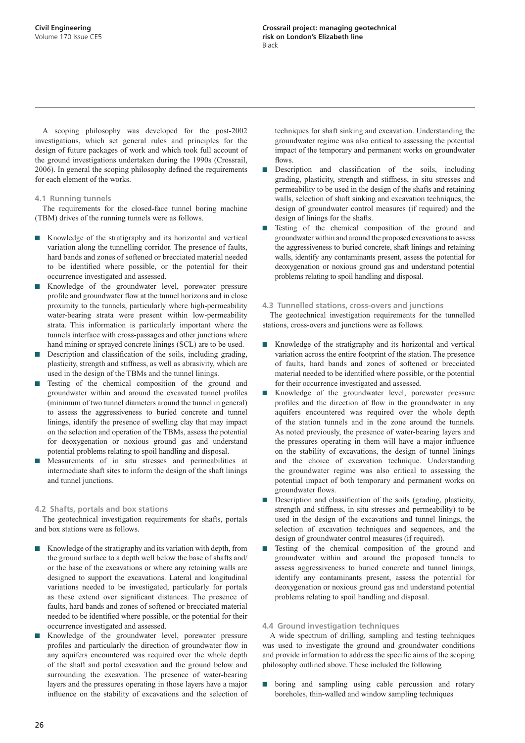A scoping philosophy was developed for the post-2002 investigations, which set general rules and principles for the design of future packages of work and which took full account of the ground investigations undertaken during the 1990s (Crossrail, 2006). In general the scoping philosophy defined the requirements for each element of the works.

### 4.1 Running tunnels

The requirements for the closed-face tunnel boring machine (TBM) drives of the running tunnels were as follows.

- Knowledge of the stratigraphy and its horizontal and vertical variation along the tunnelling corridor. The presence of faults, hard bands and zones of softened or brecciated material needed to be identified where possible, or the potential for their occurrence investigated and assessed.
- Knowledge of the groundwater level, porewater pressure profile and groundwater flow at the tunnel horizons and in close proximity to the tunnels, particularly where high-permeability water-bearing strata were present within low-permeability strata. This information is particularly important where the tunnels interface with cross-passages and other junctions where hand mining or sprayed concrete linings (SCL) are to be used.
- Description and classification of the soils, including grading, plasticity, strength and stiffness, as well as abrasivity, which are used in the design of the TBMs and the tunnel linings.
- Testing of the chemical composition of the ground and groundwater within and around the excavated tunnel profiles (minimum of two tunnel diameters around the tunnel in general) to assess the aggressiveness to buried concrete and tunnel linings, identify the presence of swelling clay that may impact on the selection and operation of the TBMs, assess the potential for deoxygenation or noxious ground gas and understand potential problems relating to spoil handling and disposal.
- Measurements of in situ stresses and permeabilities at intermediate shaft sites to inform the design of the shaft linings and tunnel junctions.

### 4.2 Shafts, portals and box stations

The geotechnical investigation requirements for shafts, portals and box stations were as follows.

- Knowledge of the stratigraphy and its variation with depth, from the ground surface to a depth well below the base of shafts and/or the base of the excavations or where any retaining walls are designed to support the excavations. Lateral and longitudinal variations needed to be investigated, particularly for portals as these extend over significant distances. The presence of faults, hard bands and zones of softened or brecciated material needed to be identified where possible, or the potential for their occurrence investigated and assessed.
- Knowledge of the groundwater level, porewater pressure profiles and particularly the direction of groundwater flow in any aquifers encountered was required over the whole depth of the shaft and portal excavation and the ground below and surrounding the excavation. The presence of water-bearing layers and the pressures operating in those layers have a major influence on the stability of excavations and the selection of techniques for shaft sinking and excavation. Understanding the groundwater regime was also critical to assessing the potential impact of the temporary and permanent works on groundwater flows.
- Description and classification of the soils, including grading, plasticity, strength and stiffness, in situ stresses and permeability to be used in the design of the shafts and retaining walls, selection of shaft sinking and excavation techniques, the design of groundwater control measures (if required) and the design of linings for the shafts.
- Testing of the chemical composition of the ground and groundwater within and around the proposed excavations to assess the aggressiveness to buried concrete, shaft linings and retaining walls, identify any contaminants present, assess the potential for deoxygenation or noxious ground gas and understand potential problems relating to spoil handling and disposal.

### 4.3 Tunnelled stations, cross-overs and junctions

The geotechnical investigation requirements for the tunnelled stations, cross-overs and junctions were as follows.

- Knowledge of the stratigraphy and its horizontal and vertical variation across the entire footprint of the station. The presence of faults, hard bands and zones of softened or brecciated material needed to be identified where possible, or the potential for their occurrence investigated and assessed.
- Knowledge of the groundwater level, porewater pressure profiles and the direction of flow in the groundwater in any aquifers encountered was required over the whole depth of the station tunnels and in the zone around the tunnels. As noted previously, the presence of water-bearing layers and the pressures operating in them will have a major influence on the stability of excavations, the design of tunnel linings and the choice of excavation technique. Understanding the groundwater regime was also critical to assessing the potential impact of both temporary and permanent works on groundwater flows.
- Description and classification of the soils (grading, plasticity, strength and stiffness, in situ stresses and permeability) to be used in the design of the excavations and tunnel linings, the selection of excavation techniques and sequences, and the design of groundwater control measures (if required).
- Testing of the chemical composition of the ground and groundwater within and around the proposed tunnels to assess aggressiveness to buried concrete and tunnel linings, identify any contaminants present, assess the potential for deoxygenation or noxious ground gas and understand potential problems relating to spoil handling and disposal.

### 4.4 Ground investigation techniques

A wide spectrum of drilling, sampling and testing techniques was used to investigate the ground and groundwater conditions and provide information to address the specific aims of the scoping philosophy outlined above. These included the following

- boring and sampling using cable percussion and rotary boreholes, thin-walled and window sampling techniques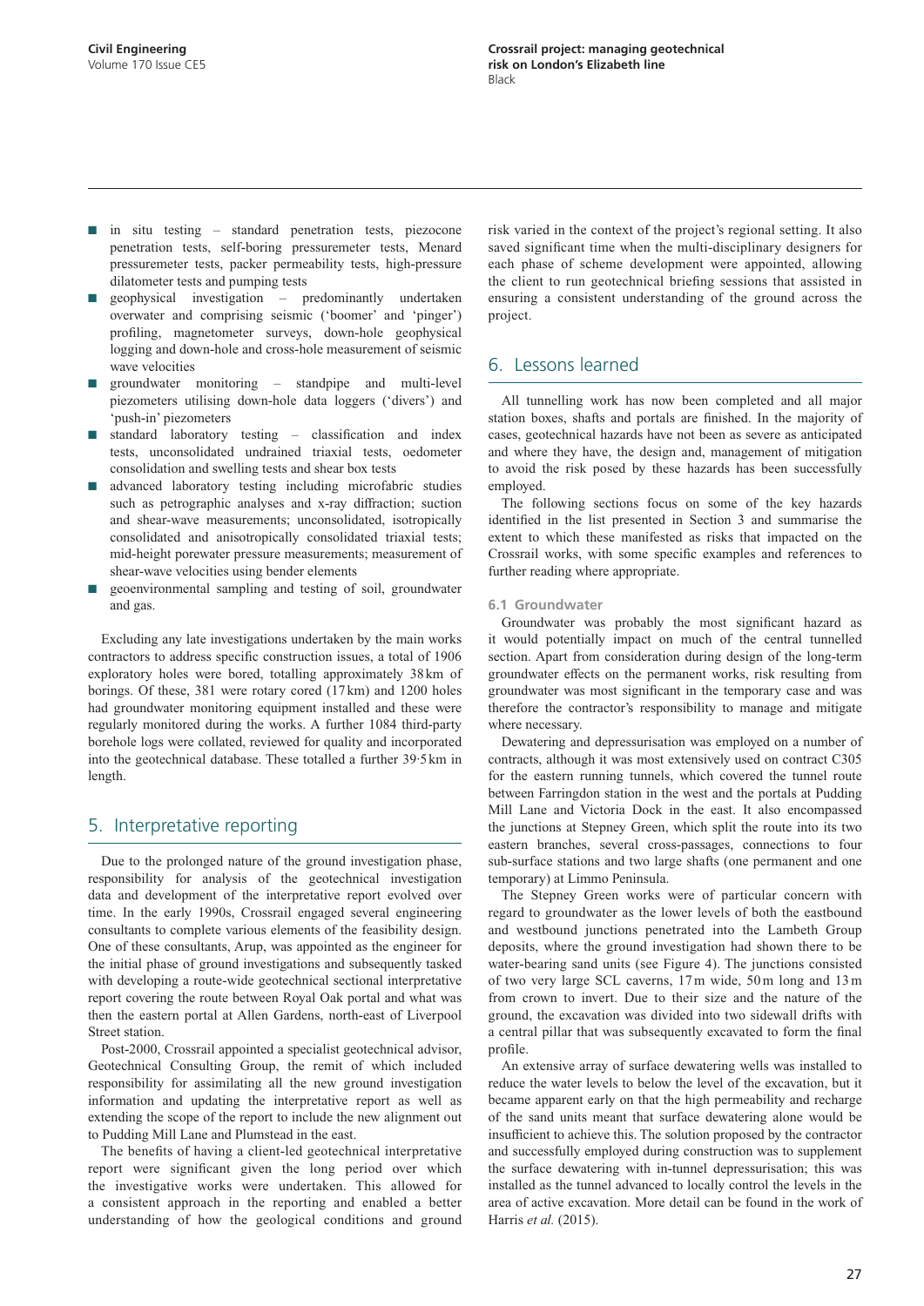- in situ testing – standard penetration tests, piezocone penetration tests, self-boring pressuremeter tests, Menard pressuremeter tests, packer permeability tests, high-pressure dilatometer tests and pumping tests
- geophysical investigation – predominantly undertaken overwater and comprising seismic ('boomer' and 'pinger') profiling, magnetometer surveys, down-hole geophysical logging and down-hole and cross-hole measurement of seismic wave velocities
- groundwater monitoring – standpipe and multi-level piezometers utilising down-hole data loggers ('divers') and 'push-in' piezometers
- standard laboratory testing – classification and index tests, unconsolidated undrained triaxial tests, oedometer consolidation and swelling tests and shear box tests
- advanced laboratory testing including microfabric studies such as petrographic analyses and x-ray diffraction; suction and shear-wave measurements; unconsolidated, isotropically consolidated and anisotropically consolidated triaxial tests; mid-height porewater pressure measurements; measurement of shear-wave velocities using bender elements
- geoenvironmental sampling and testing of soil, groundwater and gas.

Excluding any late investigations undertaken by the main works contractors to address specific construction issues, a total of 1906 exploratory holes were bored, totalling approximately 38 km of borings. Of these, 381 were rotary cored (17 km) and 1200 holes had groundwater monitoring equipment installed and these were regularly monitored during the works. A further 1084 third-party borehole logs were collated, reviewed for quality and incorporated into the geotechnical database. These totalled a further 39·5 km in length.

## 5. Interpretative reporting

Due to the prolonged nature of the ground investigation phase, responsibility for analysis of the geotechnical investigation data and development of the interpretative report evolved over time. In the early 1990s, Crossrail engaged several engineering consultants to complete various elements of the feasibility design. One of these consultants, Arup, was appointed as the engineer for the initial phase of ground investigations and subsequently tasked with developing a route-wide geotechnical sectional interpretative report covering the route between Royal Oak portal and what was then the eastern portal at Allen Gardens, north-east of Liverpool Street station.

Post-2000, Crossrail appointed a specialist geotechnical advisor, Geotechnical Consulting Group, the remit of which included responsibility for assimilating all the new ground investigation information and updating the interpretative report as well as extending the scope of the report to include the new alignment out to Pudding Mill Lane and Plumstead in the east.

The benefits of having a client-led geotechnical interpretative report were significant given the long period over which the investigative works were undertaken. This allowed for a consistent approach in the reporting and enabled a better understanding of how the geological conditions and ground risk varied in the context of the project's regional setting. It also saved significant time when the multi-disciplinary designers for each phase of scheme development were appointed, allowing the client to run geotechnical briefing sessions that assisted in ensuring a consistent understanding of the ground across the project.

## 6. Lessons learned

All tunnelling work has now been completed and all major station boxes, shafts and portals are finished. In the majority of cases, geotechnical hazards have not been as severe as anticipated and where they have, the design and, management of mitigation to avoid the risk posed by these hazards has been successfully employed.

The following sections focus on some of the key hazards identified in the list presented in Section 3 and summarise the extent to which these manifested as risks that impacted on the Crossrail works, with some specific examples and references to further reading where appropriate.

### 6.1 Groundwater

Groundwater was probably the most significant hazard as it would potentially impact on much of the central tunnelled section. Apart from consideration during design of the long-term groundwater effects on the permanent works, risk resulting from groundwater was most significant in the temporary case and was therefore the contractor's responsibility to manage and mitigate where necessary.

Dewatering and depressurisation was employed on a number of contracts, although it was most extensively used on contract C305 for the eastern running tunnels, which covered the tunnel route between Farringdon station in the west and the portals at Pudding Mill Lane and Victoria Dock in the east. It also encompassed the junctions at Stepney Green, which split the route into its two eastern branches, several cross-passages, connections to four sub-surface stations and two large shafts (one permanent and one temporary) at Limmo Peninsula.

The Stepney Green works were of particular concern with regard to groundwater as the lower levels of both the eastbound and westbound junctions penetrated into the Lambeth Group deposits, where the ground investigation had shown there to be water-bearing sand units (see Figure 4). The junctions consisted of two very large SCL caverns, 17 m wide, 50 m long and 13 m from crown to invert. Due to their size and the nature of the ground, the excavation was divided into two sidewall drifts with a central pillar that was subsequently excavated to form the final profile.

An extensive array of surface dewatering wells was installed to reduce the water levels to below the level of the excavation, but it became apparent early on that the high permeability and recharge of the sand units meant that surface dewatering alone would be insufficient to achieve this. The solution proposed by the contractor and successfully employed during construction was to supplement the surface dewatering with in-tunnel depressurisation; this was installed as the tunnel advanced to locally control the levels in the area of active excavation. More detail can be found in the work of Harris *et al.* (2015).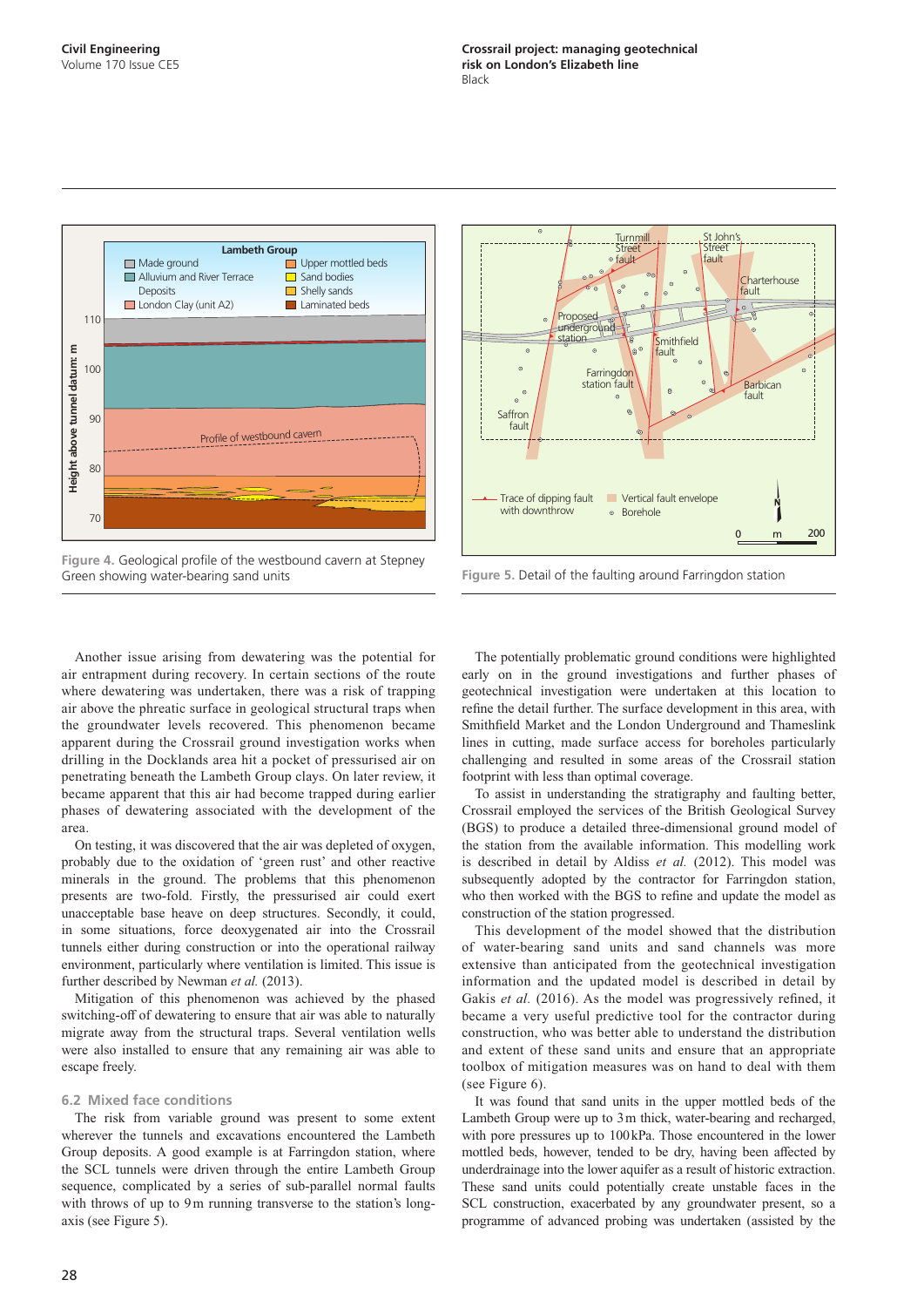Figure 4. Geological profile of the westbound cavern at Stepney Green showing water-bearing sand units

Figure 5. Detail of the faulting around Farringdon station

Another issue arising from dewatering was the potential for air entrapment during recovery. In certain sections of the route where dewatering was undertaken, there was a risk of trapping air above the phreatic surface in geological structural traps when the groundwater levels recovered. This phenomenon became apparent during the Crossrail ground investigation works when drilling in the Docklands area hit a pocket of pressurised air on penetrating beneath the Lambeth Group clays. On later review, it became apparent that this air had become trapped during earlier phases of dewatering associated with the development of the area.

On testing, it was discovered that the air was depleted of oxygen, probably due to the oxidation of 'green rust' and other reactive minerals in the ground. The problems that this phenomenon presents are two-fold. Firstly, the pressurised air could exert unacceptable base heave on deep structures. Secondly, it could, in some situations, force deoxygenated air into the Crossrail tunnels either during construction or into the operational railway environment, particularly where ventilation is limited. This issue is further described by Newman *et al.* (2013).

Mitigation of this phenomenon was achieved by the phased switching-off of dewatering to ensure that air was able to naturally migrate away from the structural traps. Several ventilation wells were also installed to ensure that any remaining air was able to escape freely.

### 6.2 Mixed face conditions

The risk from variable ground was present to some extent wherever the tunnels and excavations encountered the Lambeth Group deposits. A good example is at Farringdon station, where the SCL tunnels were driven through the entire Lambeth Group sequence, complicated by a series of sub-parallel normal faults with throws of up to 9 m running transverse to the station's long-axis (see Figure 5).

The potentially problematic ground conditions were highlighted early on in the ground investigations and further phases of geotechnical investigation were undertaken at this location to refine the detail further. The surface development in this area, with Smithfield Market and the London Underground and Thameslink lines in cutting, made surface access for boreholes particularly challenging and resulted in some areas of the Crossrail station footprint with less than optimal coverage.

To assist in understanding the stratigraphy and faulting better, Crossrail employed the services of the British Geological Survey (BGS) to produce a detailed three-dimensional ground model of the station from the available information. This modelling work is described in detail by Aldiss *et al.* (2012). This model was subsequently adopted by the contractor for Farringdon station, who then worked with the BGS to refine and update the model as construction of the station progressed.

This development of the model showed that the distribution of water-bearing sand units and sand channels was more extensive than anticipated from the geotechnical investigation information and the updated model is described in detail by Gakis *et al.* (2016). As the model was progressively refined, it became a very useful predictive tool for the contractor during construction, who was better able to understand the distribution and extent of these sand units and ensure that an appropriate toolbox of mitigation measures was on hand to deal with them (see Figure 6).

It was found that sand units in the upper mottled beds of the Lambeth Group were up to 3 m thick, water-bearing and recharged, with pore pressures up to 100 kPa. Those encountered in the lower mottled beds, however, tended to be dry, having been affected by underdrainage into the lower aquifer as a result of historic extraction. These sand units could potentially create unstable faces in the SCL construction, exacerbated by any groundwater present, so a programme of advanced probing was undertaken (assisted by the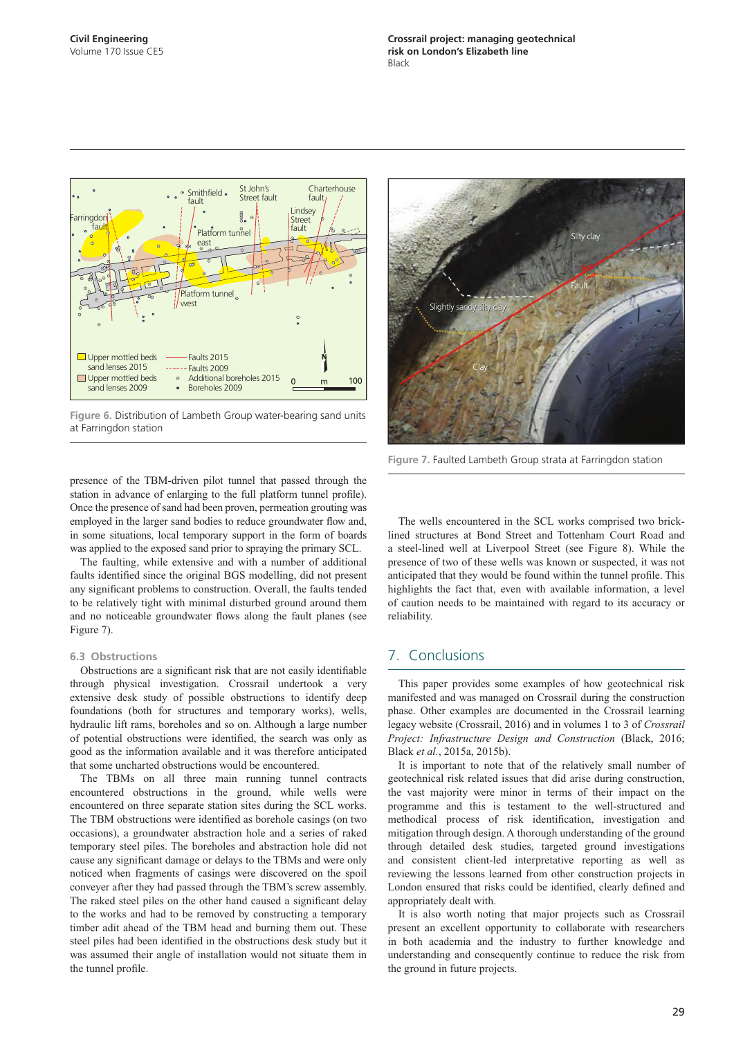Figure 6. Distribution of Lambeth Group water-bearing sand units at Farringdon station

Figure 7. Faulted Lambeth Group strata at Farringdon station

presence of the TBM-driven pilot tunnel that passed through the station in advance of enlarging to the full platform tunnel profile). Once the presence of sand had been proven, permeation grouting was employed in the larger sand bodies to reduce groundwater flow and, in some situations, local temporary support in the form of boards was applied to the exposed sand prior to spraying the primary SCL.

The faulting, while extensive and with a number of additional faults identified since the original BGS modelling, did not present any significant problems to construction. Overall, the faults tended to be relatively tight with minimal disturbed ground around them and no noticeable groundwater flows along the fault planes (see Figure 7).

### 6.3 Obstructions

Obstructions are a significant risk that are not easily identifiable through physical investigation. Crossrail undertook a very extensive desk study of possible obstructions to identify deep foundations (both for structures and temporary works), wells, hydraulic lift rams, boreholes and so on. Although a large number of potential obstructions were identified, the search was only as good as the information available and it was therefore anticipated that some uncharted obstructions would be encountered.

The TBMs on all three main running tunnel contracts encountered obstructions in the ground, while wells were encountered on three separate station sites during the SCL works. The TBM obstructions were identified as borehole casings (on two occasions), a groundwater abstraction hole and a series of raked temporary steel piles. The boreholes and abstraction hole did not cause any significant damage or delays to the TBMs and were only noticed when fragments of casings were discovered on the spoil conveyer after they had passed through the TBM's screw assembly. The raked steel piles on the other hand caused a significant delay to the works and had to be removed by constructing a temporary timber adit ahead of the TBM head and burning them out. These steel piles had been identified in the obstructions desk study but it was assumed their angle of installation would not situate them in the tunnel profile.

The wells encountered in the SCL works comprised two brick-lined structures at Bond Street and Tottenham Court Road and a steel-lined well at Liverpool Street (see Figure 8). While the presence of two of these wells was known or suspected, it was not anticipated that they would be found within the tunnel profile. This highlights the fact that, even with available information, a level of caution needs to be maintained with regard to its accuracy or reliability.

## 7. Conclusions

This paper provides some examples of how geotechnical risk manifested and was managed on Crossrail during the construction phase. Other examples are documented in the Crossrail learning legacy website (Crossrail, 2016) and in volumes 1 to 3 of *Crossrail Project: Infrastructure Design and Construction* (Black, 2016; Black *et al.*, 2015a, 2015b).

It is important to note that of the relatively small number of geotechnical risk related issues that did arise during construction, the vast majority were minor in terms of their impact on the programme and this is testament to the well-structured and methodical process of risk identification, investigation and mitigation through design. A thorough understanding of the ground through detailed desk studies, targeted ground investigations and consistent client-led interpretative reporting as well as reviewing the lessons learned from other construction projects in London ensured that risks could be identified, clearly defined and appropriately dealt with.

It is also worth noting that major projects such as Crossrail present an excellent opportunity to collaborate with researchers in both academia and the industry to further knowledge and understanding and consequently continue to reduce the risk from the ground in future projects.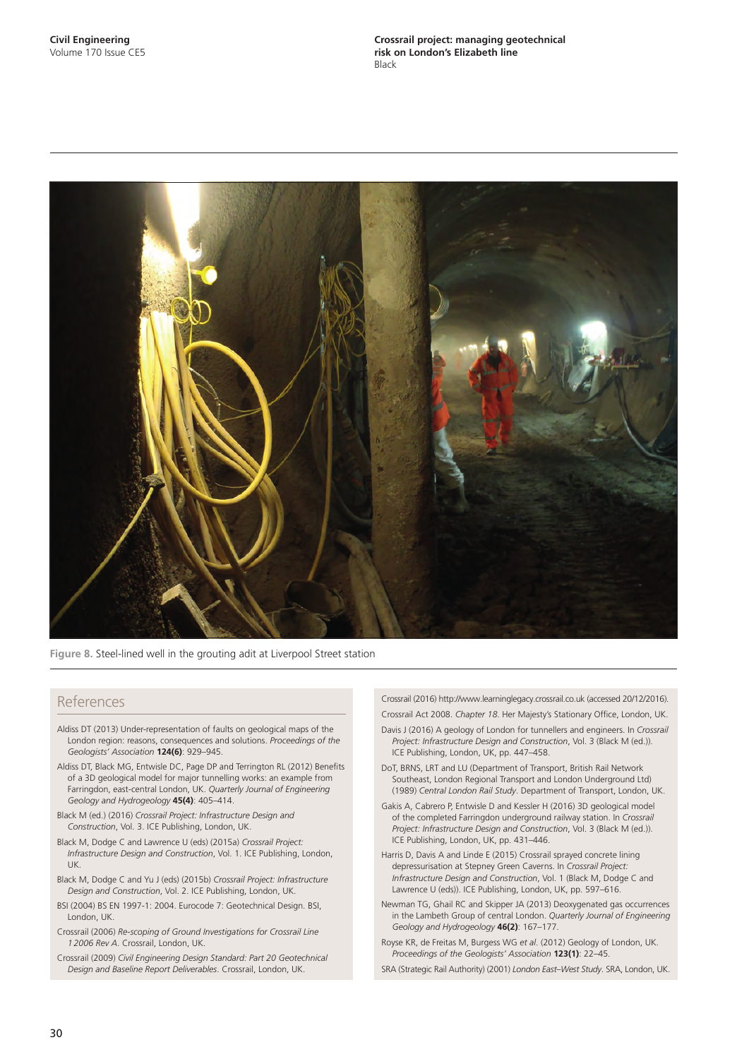Figure 8. Steel-lined well in the grouting adit at Liverpool Street station

## References

Aldiss DT (2013) Under-representation of faults on geological maps of the London region: reasons, consequences and solutions. *Proceedings of the Geologists' Association* **124(6)**: 929–945.

Aldiss DT, Black MG, Entwisle DC, Page DP and Terrington RL (2012) Benefits of a 3D geological model for major tunnelling works: an example from Farringdon, east-central London, UK. *Quarterly Journal of Engineering Geology and Hydrogeology* **45(4)**: 405–414.

Black M (ed.) (2016) *Crossrail Project: Infrastructure Design and Construction*, Vol. 3. ICE Publishing, London, UK.

Black M, Dodge C and Lawrence U (eds) (2015a) *Crossrail Project: Infrastructure Design and Construction*, Vol. 1. ICE Publishing, London, UK.

Black M, Dodge C and Yu J (eds) (2015b) *Crossrail Project: Infrastructure Design and Construction*, Vol. 2. ICE Publishing, London, UK.

BSI (2004) BS EN 1997-1: 2004. Eurocode 7: Geotechnical Design. BSI, London, UK.

Crossrail (2006) *Re-scoping of Ground Investigations for Crossrail Line 1 2006 Rev A*. Crossrail, London, UK.

Crossrail (2009) *Civil Engineering Design Standard: Part 20 Geotechnical Design and Baseline Report Deliverables*. Crossrail, London, UK.

Crossrail (2016) http://www.learninglegacy.crossrail.co.uk (accessed 20/12/2016).

Crossrail Act 2008. *Chapter 18*. Her Majesty's Stationary Office, London, UK.

Davis J (2016) A geology of London for tunnellers and engineers. In *Crossrail Project: Infrastructure Design and Construction*, Vol. 3 (Black M (ed.)). ICE Publishing, London, UK, pp. 447–458.

DoT, BRNS, LRT and LU (Department of Transport, British Rail Network Southeast, London Regional Transport and London Underground Ltd) (1989) *Central London Rail Study*. Department of Transport, London, UK.

Gakis A, Cabrero P, Entwisle D and Kessler H (2016) 3D geological model of the completed Farringdon underground railway station. In *Crossrail Project: Infrastructure Design and Construction*, Vol. 3 (Black M (ed.)). ICE Publishing, London, UK, pp. 431–446.

Harris D, Davis A and Linde E (2015) Crossrail sprayed concrete lining depressurisation at Stepney Green Caverns. In *Crossrail Project: Infrastructure Design and Construction*, Vol. 1 (Black M, Dodge C and Lawrence U (eds)). ICE Publishing, London, UK, pp. 597–616.

Newman TG, Ghail RC and Skipper JA (2013) Deoxygenated gas occurrences in the Lambeth Group of central London. *Quarterly Journal of Engineering Geology and Hydrogeology* **46(2)**: 167–177.

Royse KR, de Freitas M, Burgess WG *et al.* (2012) Geology of London, UK. *Proceedings of the Geologists' Association* **123(1)**: 22–45.

SRA (Strategic Rail Authority) (2001) *London East–West Study*. SRA, London, UK.